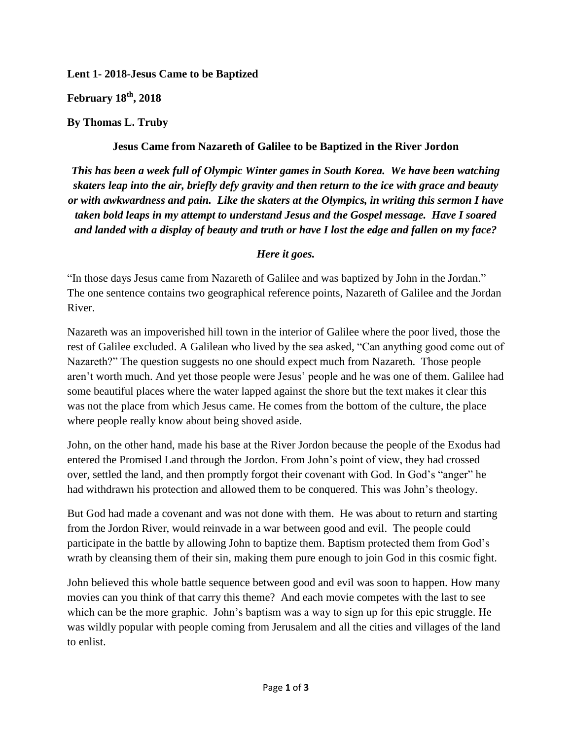**Lent 1- 2018-Jesus Came to be Baptized**

**February 18th, 2018**

**By Thomas L. Truby**

**Jesus Came from Nazareth of Galilee to be Baptized in the River Jordon**

***This has been a week full of Olympic Winter games in South Korea. We have been watching skaters leap into the air, briefly defy gravity and then return to the ice with grace and beauty or with awkwardness and pain. Like the skaters at the Olympics, in writing this sermon I have taken bold leaps in my attempt to understand Jesus and the Gospel message. Have I soared and landed with a display of beauty and truth or have I lost the edge and fallen on my face?***

***Here it goes.***

"In those days Jesus came from Nazareth of Galilee and was baptized by John in the Jordan." The one sentence contains two geographical reference points, Nazareth of Galilee and the Jordan River.

Nazareth was an impoverished hill town in the interior of Galilee where the poor lived, those the rest of Galilee excluded. A Galilean who lived by the sea asked, "Can anything good come out of Nazareth?" The question suggests no one should expect much from Nazareth. Those people aren't worth much. And yet those people were Jesus' people and he was one of them. Galilee had some beautiful places where the water lapped against the shore but the text makes it clear this was not the place from which Jesus came. He comes from the bottom of the culture, the place where people really know about being shoved aside.

John, on the other hand, made his base at the River Jordon because the people of the Exodus had entered the Promised Land through the Jordon. From John's point of view, they had crossed over, settled the land, and then promptly forgot their covenant with God. In God's "anger" he had withdrawn his protection and allowed them to be conquered. This was John's theology.

But God had made a covenant and was not done with them. He was about to return and starting from the Jordon River, would reinvade in a war between good and evil. The people could participate in the battle by allowing John to baptize them. Baptism protected them from God's wrath by cleansing them of their sin, making them pure enough to join God in this cosmic fight.

John believed this whole battle sequence between good and evil was soon to happen. How many movies can you think of that carry this theme? And each movie competes with the last to see which can be the more graphic. John's baptism was a way to sign up for this epic struggle. He was wildly popular with people coming from Jerusalem and all the cities and villages of the land to enlist.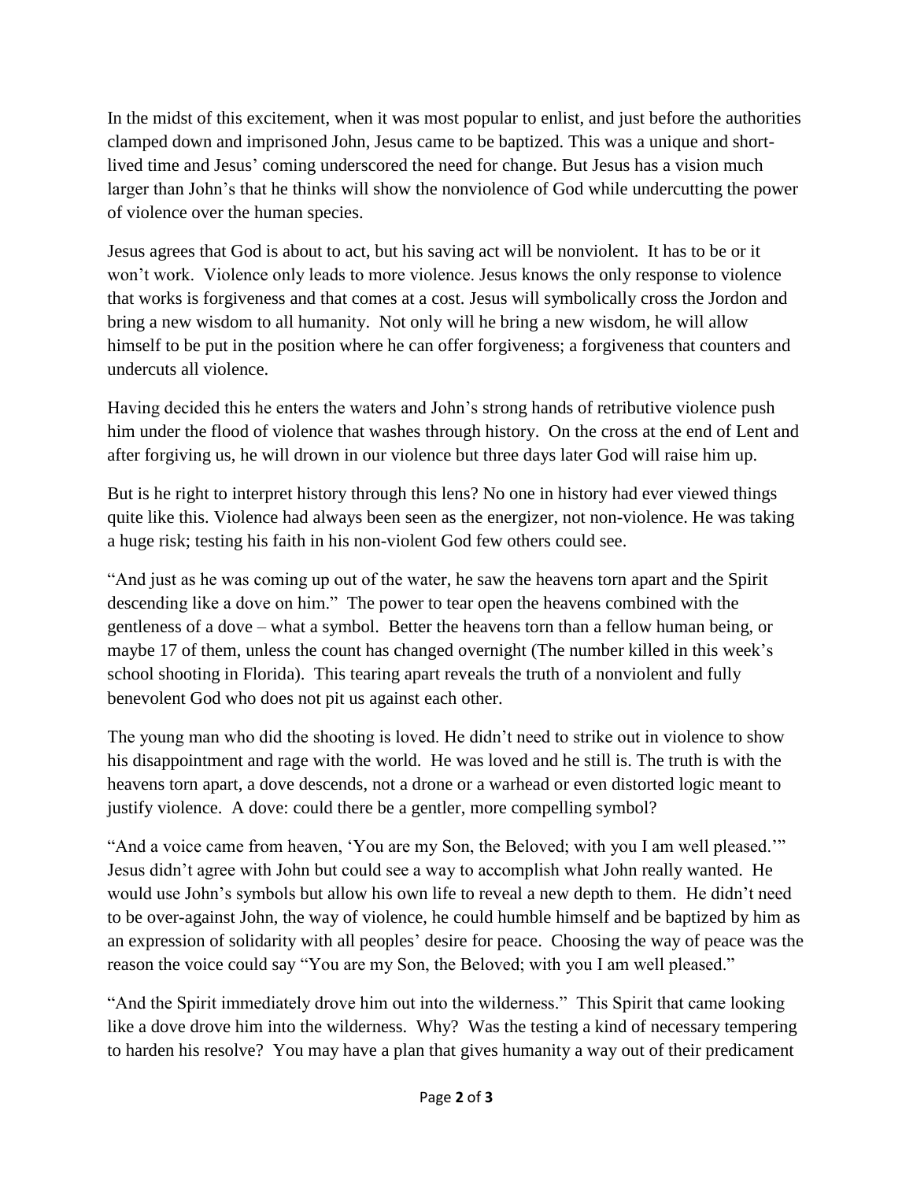In the midst of this excitement, when it was most popular to enlist, and just before the authorities clamped down and imprisoned John, Jesus came to be baptized. This was a unique and short-lived time and Jesus' coming underscored the need for change. But Jesus has a vision much larger than John's that he thinks will show the nonviolence of God while undercutting the power of violence over the human species.

Jesus agrees that God is about to act, but his saving act will be nonviolent. It has to be or it won't work. Violence only leads to more violence. Jesus knows the only response to violence that works is forgiveness and that comes at a cost. Jesus will symbolically cross the Jordon and bring a new wisdom to all humanity. Not only will he bring a new wisdom, he will allow himself to be put in the position where he can offer forgiveness; a forgiveness that counters and undercuts all violence.

Having decided this he enters the waters and John's strong hands of retributive violence push him under the flood of violence that washes through history. On the cross at the end of Lent and after forgiving us, he will drown in our violence but three days later God will raise him up.

But is he right to interpret history through this lens? No one in history had ever viewed things quite like this. Violence had always been seen as the energizer, not non-violence. He was taking a huge risk; testing his faith in his non-violent God few others could see.

"And just as he was coming up out of the water, he saw the heavens torn apart and the Spirit descending like a dove on him." The power to tear open the heavens combined with the gentleness of a dove – what a symbol. Better the heavens torn than a fellow human being, or maybe 17 of them, unless the count has changed overnight (The number killed in this week's school shooting in Florida). This tearing apart reveals the truth of a nonviolent and fully benevolent God who does not pit us against each other.

The young man who did the shooting is loved. He didn't need to strike out in violence to show his disappointment and rage with the world. He was loved and he still is. The truth is with the heavens torn apart, a dove descends, not a drone or a warhead or even distorted logic meant to justify violence. A dove: could there be a gentler, more compelling symbol?

"And a voice came from heaven, 'You are my Son, the Beloved; with you I am well pleased.'" Jesus didn't agree with John but could see a way to accomplish what John really wanted. He would use John's symbols but allow his own life to reveal a new depth to them. He didn't need to be over-against John, the way of violence, he could humble himself and be baptized by him as an expression of solidarity with all peoples' desire for peace. Choosing the way of peace was the reason the voice could say "You are my Son, the Beloved; with you I am well pleased."

"And the Spirit immediately drove him out into the wilderness." This Spirit that came looking like a dove drove him into the wilderness. Why? Was the testing a kind of necessary tempering to harden his resolve? You may have a plan that gives humanity a way out of their predicament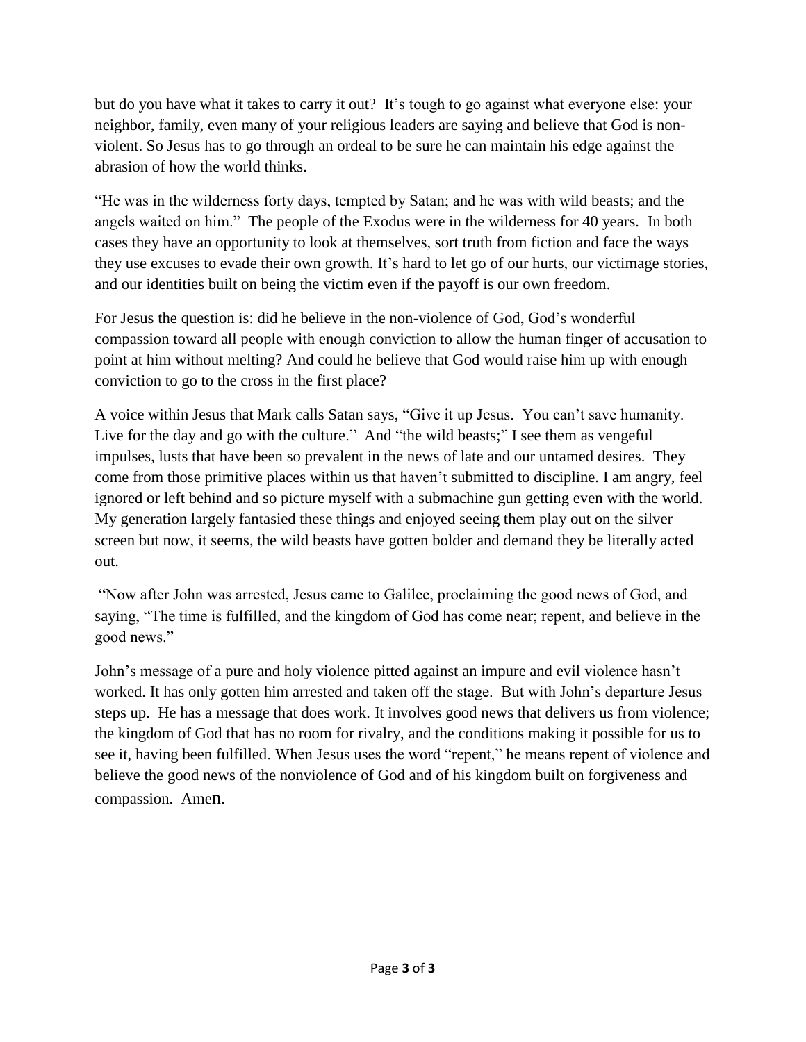but do you have what it takes to carry it out? It's tough to go against what everyone else: your neighbor, family, even many of your religious leaders are saying and believe that God is non-violent. So Jesus has to go through an ordeal to be sure he can maintain his edge against the abrasion of how the world thinks.

"He was in the wilderness forty days, tempted by Satan; and he was with wild beasts; and the angels waited on him." The people of the Exodus were in the wilderness for 40 years. In both cases they have an opportunity to look at themselves, sort truth from fiction and face the ways they use excuses to evade their own growth. It's hard to let go of our hurts, our victimage stories, and our identities built on being the victim even if the payoff is our own freedom.

For Jesus the question is: did he believe in the non-violence of God, God's wonderful compassion toward all people with enough conviction to allow the human finger of accusation to point at him without melting? And could he believe that God would raise him up with enough conviction to go to the cross in the first place?

A voice within Jesus that Mark calls Satan says, "Give it up Jesus. You can't save humanity. Live for the day and go with the culture." And "the wild beasts;" I see them as vengeful impulses, lusts that have been so prevalent in the news of late and our untamed desires. They come from those primitive places within us that haven't submitted to discipline. I am angry, feel ignored or left behind and so picture myself with a submachine gun getting even with the world. My generation largely fantasied these things and enjoyed seeing them play out on the silver screen but now, it seems, the wild beasts have gotten bolder and demand they be literally acted out.

"Now after John was arrested, Jesus came to Galilee, proclaiming the good news of God, and saying, "The time is fulfilled, and the kingdom of God has come near; repent, and believe in the good news."

John's message of a pure and holy violence pitted against an impure and evil violence hasn't worked. It has only gotten him arrested and taken off the stage. But with John's departure Jesus steps up. He has a message that does work. It involves good news that delivers us from violence; the kingdom of God that has no room for rivalry, and the conditions making it possible for us to see it, having been fulfilled. When Jesus uses the word "repent," he means repent of violence and believe the good news of the nonviolence of God and of his kingdom built on forgiveness and compassion. Amen.